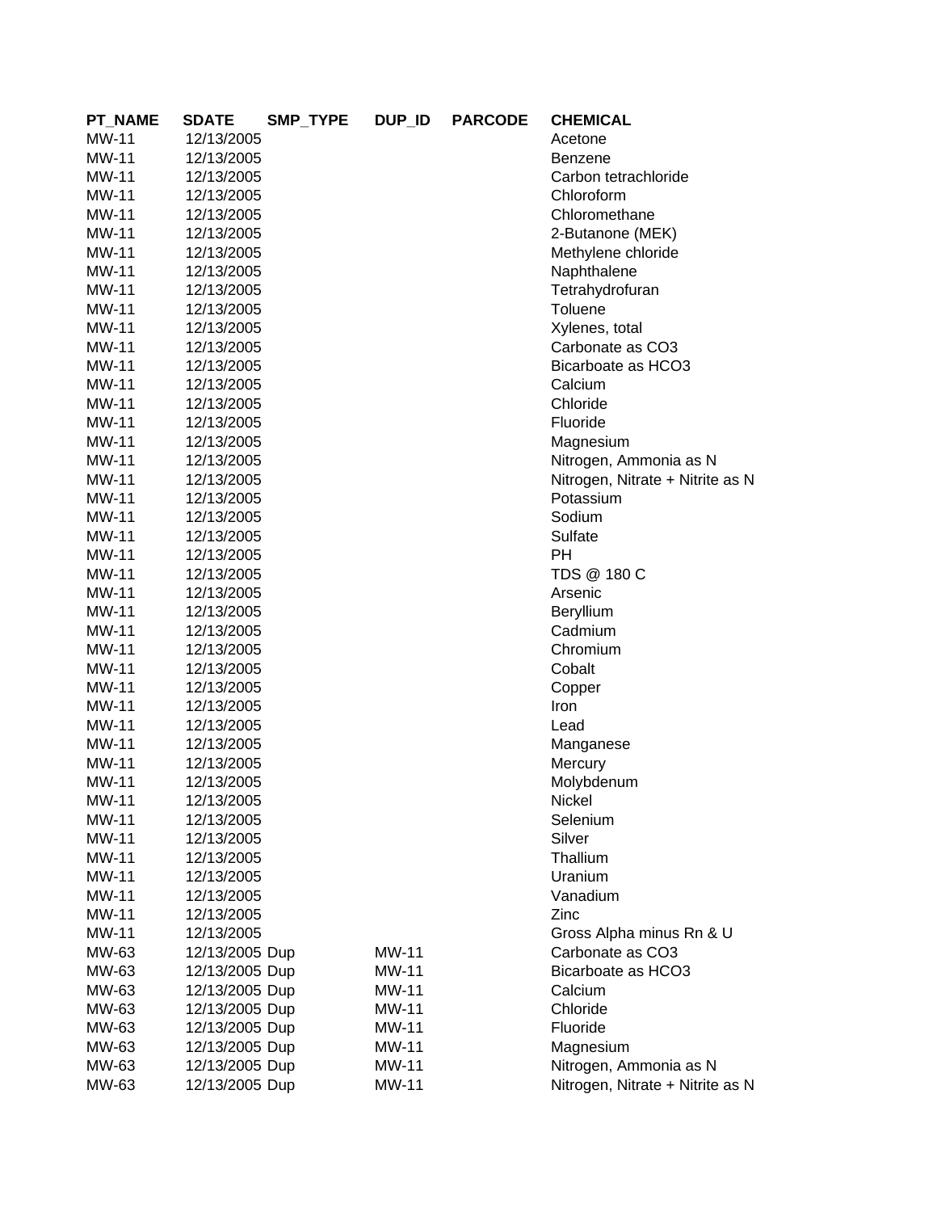| PT_NAME | SDATE | SMP_TYPE | DUP_ID | PARCODE | CHEMICAL |
|---|---|---|---|---|---|
| MW-11 | 12/13/2005 | | | | Acetone |
| MW-11 | 12/13/2005 | | | | Benzene |
| MW-11 | 12/13/2005 | | | | Carbon tetrachloride |
| MW-11 | 12/13/2005 | | | | Chloroform |
| MW-11 | 12/13/2005 | | | | Chloromethane |
| MW-11 | 12/13/2005 | | | | 2-Butanone (MEK) |
| MW-11 | 12/13/2005 | | | | Methylene chloride |
| MW-11 | 12/13/2005 | | | | Naphthalene |
| MW-11 | 12/13/2005 | | | | Tetrahydrofuran |
| MW-11 | 12/13/2005 | | | | Toluene |
| MW-11 | 12/13/2005 | | | | Xylenes, total |
| MW-11 | 12/13/2005 | | | | Carbonate as CO3 |
| MW-11 | 12/13/2005 | | | | Bicarboate as HCO3 |
| MW-11 | 12/13/2005 | | | | Calcium |
| MW-11 | 12/13/2005 | | | | Chloride |
| MW-11 | 12/13/2005 | | | | Fluoride |
| MW-11 | 12/13/2005 | | | | Magnesium |
| MW-11 | 12/13/2005 | | | | Nitrogen, Ammonia as N |
| MW-11 | 12/13/2005 | | | | Nitrogen, Nitrate + Nitrite as N |
| MW-11 | 12/13/2005 | | | | Potassium |
| MW-11 | 12/13/2005 | | | | Sodium |
| MW-11 | 12/13/2005 | | | | Sulfate |
| MW-11 | 12/13/2005 | | | | PH |
| MW-11 | 12/13/2005 | | | | TDS @ 180 C |
| MW-11 | 12/13/2005 | | | | Arsenic |
| MW-11 | 12/13/2005 | | | | Beryllium |
| MW-11 | 12/13/2005 | | | | Cadmium |
| MW-11 | 12/13/2005 | | | | Chromium |
| MW-11 | 12/13/2005 | | | | Cobalt |
| MW-11 | 12/13/2005 | | | | Copper |
| MW-11 | 12/13/2005 | | | | Iron |
| MW-11 | 12/13/2005 | | | | Lead |
| MW-11 | 12/13/2005 | | | | Manganese |
| MW-11 | 12/13/2005 | | | | Mercury |
| MW-11 | 12/13/2005 | | | | Molybdenum |
| MW-11 | 12/13/2005 | | | | Nickel |
| MW-11 | 12/13/2005 | | | | Selenium |
| MW-11 | 12/13/2005 | | | | Silver |
| MW-11 | 12/13/2005 | | | | Thallium |
| MW-11 | 12/13/2005 | | | | Uranium |
| MW-11 | 12/13/2005 | | | | Vanadium |
| MW-11 | 12/13/2005 | | | | Zinc |
| MW-11 | 12/13/2005 | | | | Gross Alpha minus Rn & U |
| MW-63 | 12/13/2005 | Dup | MW-11 | | Carbonate as CO3 |
| MW-63 | 12/13/2005 | Dup | MW-11 | | Bicarboate as HCO3 |
| MW-63 | 12/13/2005 | Dup | MW-11 | | Calcium |
| MW-63 | 12/13/2005 | Dup | MW-11 | | Chloride |
| MW-63 | 12/13/2005 | Dup | MW-11 | | Fluoride |
| MW-63 | 12/13/2005 | Dup | MW-11 | | Magnesium |
| MW-63 | 12/13/2005 | Dup | MW-11 | | Nitrogen, Ammonia as N |
| MW-63 | 12/13/2005 | Dup | MW-11 | | Nitrogen, Nitrate + Nitrite as N |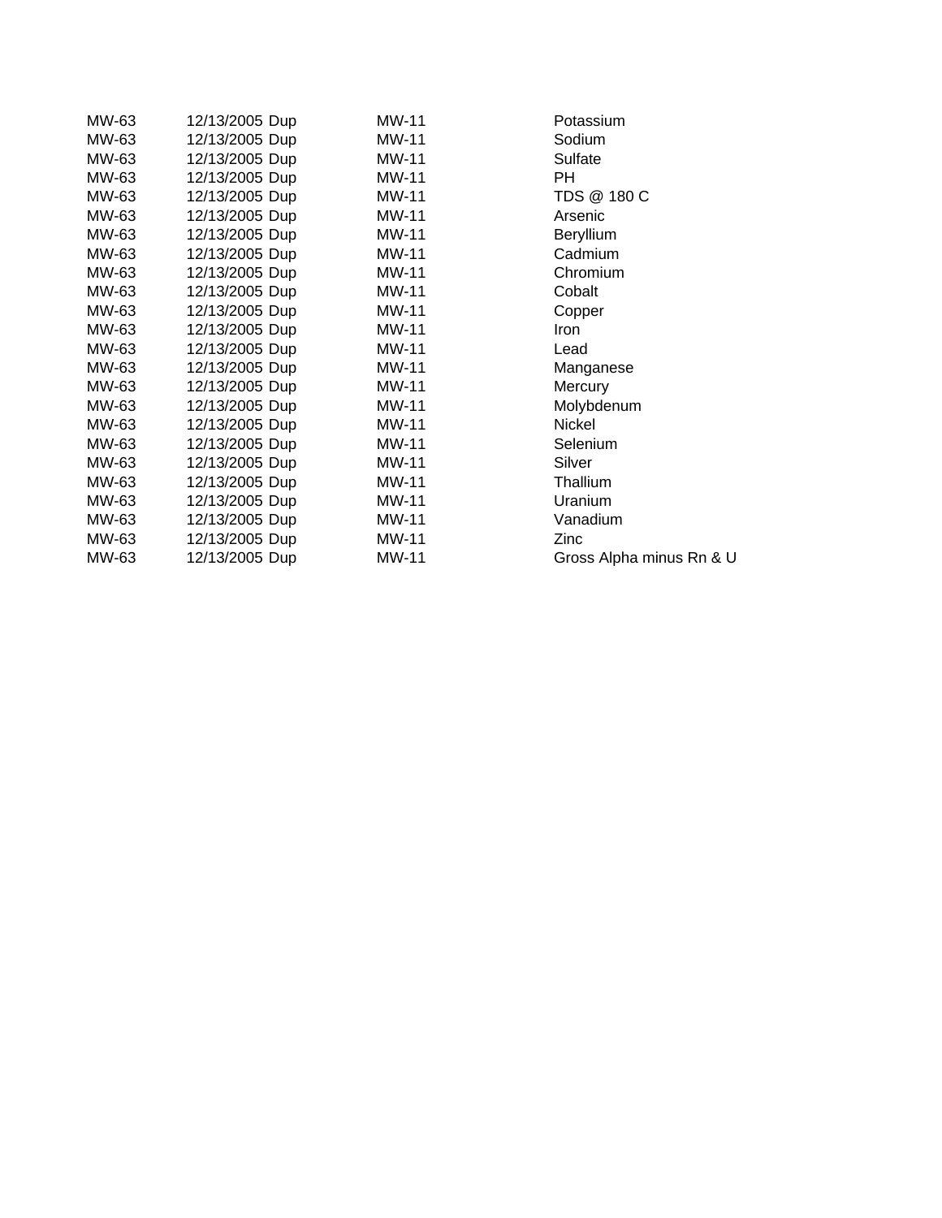| | | | |
|---|---|---|---|
| MW-63 | 12/13/2005 Dup | MW-11 | Potassium |
| MW-63 | 12/13/2005 Dup | MW-11 | Sodium |
| MW-63 | 12/13/2005 Dup | MW-11 | Sulfate |
| MW-63 | 12/13/2005 Dup | MW-11 | PH |
| MW-63 | 12/13/2005 Dup | MW-11 | TDS @ 180 C |
| MW-63 | 12/13/2005 Dup | MW-11 | Arsenic |
| MW-63 | 12/13/2005 Dup | MW-11 | Beryllium |
| MW-63 | 12/13/2005 Dup | MW-11 | Cadmium |
| MW-63 | 12/13/2005 Dup | MW-11 | Chromium |
| MW-63 | 12/13/2005 Dup | MW-11 | Cobalt |
| MW-63 | 12/13/2005 Dup | MW-11 | Copper |
| MW-63 | 12/13/2005 Dup | MW-11 | Iron |
| MW-63 | 12/13/2005 Dup | MW-11 | Lead |
| MW-63 | 12/13/2005 Dup | MW-11 | Manganese |
| MW-63 | 12/13/2005 Dup | MW-11 | Mercury |
| MW-63 | 12/13/2005 Dup | MW-11 | Molybdenum |
| MW-63 | 12/13/2005 Dup | MW-11 | Nickel |
| MW-63 | 12/13/2005 Dup | MW-11 | Selenium |
| MW-63 | 12/13/2005 Dup | MW-11 | Silver |
| MW-63 | 12/13/2005 Dup | MW-11 | Thallium |
| MW-63 | 12/13/2005 Dup | MW-11 | Uranium |
| MW-63 | 12/13/2005 Dup | MW-11 | Vanadium |
| MW-63 | 12/13/2005 Dup | MW-11 | Zinc |
| MW-63 | 12/13/2005 Dup | MW-11 | Gross Alpha minus Rn & U |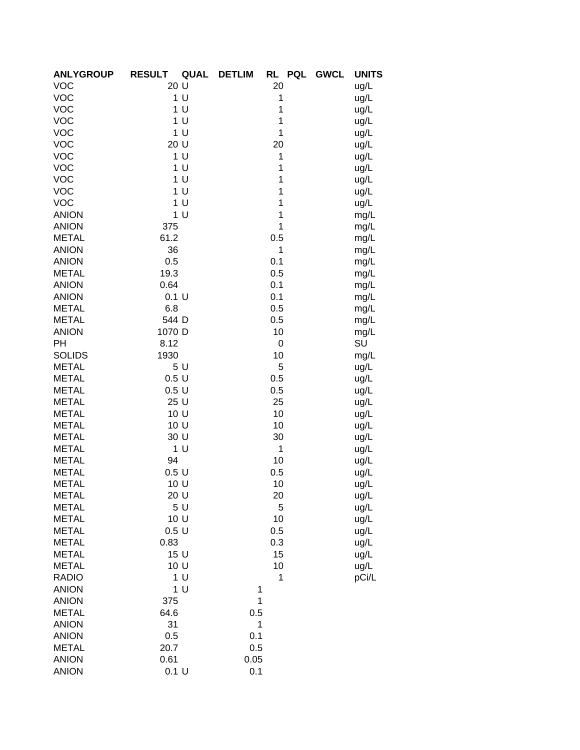| ANLYGROUP | RESULT | QUAL | DETLIM | RL | PQL | GWCL | UNITS |
|---|---|---|---|---|---|---|---|
| VOC | 20 | U | | 20 | | | ug/L |
| VOC | 1 | U | | 1 | | | ug/L |
| VOC | 1 | U | | 1 | | | ug/L |
| VOC | 1 | U | | 1 | | | ug/L |
| VOC | 1 | U | | 1 | | | ug/L |
| VOC | 20 | U | | 20 | | | ug/L |
| VOC | 1 | U | | 1 | | | ug/L |
| VOC | 1 | U | | 1 | | | ug/L |
| VOC | 1 | U | | 1 | | | ug/L |
| VOC | 1 | U | | 1 | | | ug/L |
| VOC | 1 | U | | 1 | | | ug/L |
| ANION | 1 | U | | 1 | | | mg/L |
| ANION | 375 | | | 1 | | | mg/L |
| METAL | 61.2 | | | 0.5 | | | mg/L |
| ANION | 36 | | | 1 | | | mg/L |
| ANION | 0.5 | | | 0.1 | | | mg/L |
| METAL | 19.3 | | | 0.5 | | | mg/L |
| ANION | 0.64 | | | 0.1 | | | mg/L |
| ANION | 0.1 | U | | 0.1 | | | mg/L |
| METAL | 6.8 | | | 0.5 | | | mg/L |
| METAL | 544 | D | | 0.5 | | | mg/L |
| ANION | 1070 | D | | 10 | | | mg/L |
| PH | 8.12 | | | 0 | | | SU |
| SOLIDS | 1930 | | | 10 | | | mg/L |
| METAL | 5 | U | | 5 | | | ug/L |
| METAL | 0.5 | U | | 0.5 | | | ug/L |
| METAL | 0.5 | U | | 0.5 | | | ug/L |
| METAL | 25 | U | | 25 | | | ug/L |
| METAL | 10 | U | | 10 | | | ug/L |
| METAL | 10 | U | | 10 | | | ug/L |
| METAL | 30 | U | | 30 | | | ug/L |
| METAL | 1 | U | | 1 | | | ug/L |
| METAL | 94 | | | 10 | | | ug/L |
| METAL | 0.5 | U | | 0.5 | | | ug/L |
| METAL | 10 | U | | 10 | | | ug/L |
| METAL | 20 | U | | 20 | | | ug/L |
| METAL | 5 | U | | 5 | | | ug/L |
| METAL | 10 | U | | 10 | | | ug/L |
| METAL | 0.5 | U | | 0.5 | | | ug/L |
| METAL | 0.83 | | | 0.3 | | | ug/L |
| METAL | 15 | U | | 15 | | | ug/L |
| METAL | 10 | U | | 10 | | | ug/L |
| RADIO | 1 | U | | 1 | | | pCi/L |
| ANION | 1 | U | 1 | | | | |
| ANION | 375 | | 1 | | | | |
| METAL | 64.6 | | 0.5 | | | | |
| ANION | 31 | | 1 | | | | |
| ANION | 0.5 | | 0.1 | | | | |
| METAL | 20.7 | | 0.5 | | | | |
| ANION | 0.61 | | 0.05 | | | | |
| ANION | 0.1 | U | 0.1 | | | | |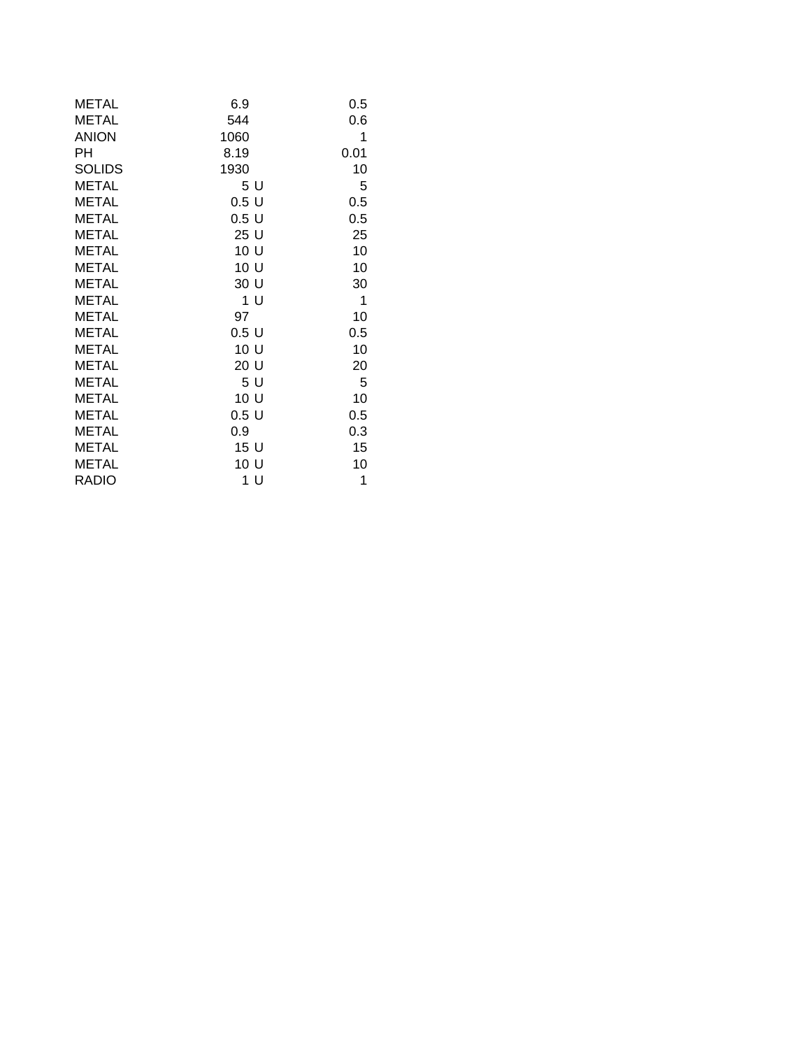| | | | |
|---|---|---|---|
| METAL | 6.9 | | 0.5 |
| METAL | 544 | | 0.6 |
| ANION | 1060 | | 1 |
| PH | 8.19 | | 0.01 |
| SOLIDS | 1930 | | 10 |
| METAL | 5 | U | 5 |
| METAL | 0.5 | U | 0.5 |
| METAL | 0.5 | U | 0.5 |
| METAL | 25 | U | 25 |
| METAL | 10 | U | 10 |
| METAL | 10 | U | 10 |
| METAL | 30 | U | 30 |
| METAL | 1 | U | 1 |
| METAL | 97 | | 10 |
| METAL | 0.5 | U | 0.5 |
| METAL | 10 | U | 10 |
| METAL | 20 | U | 20 |
| METAL | 5 | U | 5 |
| METAL | 10 | U | 10 |
| METAL | 0.5 | U | 0.5 |
| METAL | 0.9 | | 0.3 |
| METAL | 15 | U | 15 |
| METAL | 10 | U | 10 |
| RADIO | 1 | U | 1 |